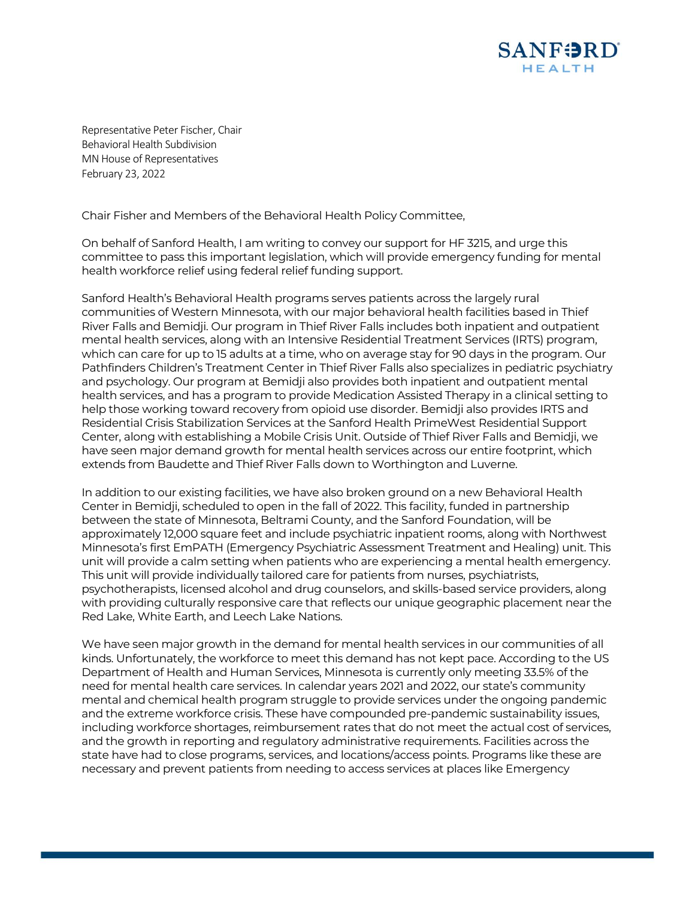Representative Peter Fischer, Chair
Behavioral Health Subdivision
MN House of Representatives
February 23, 2022

Chair Fisher and Members of the Behavioral Health Policy Committee,

On behalf of Sanford Health, I am writing to convey our support for HF 3215, and urge this committee to pass this important legislation, which will provide emergency funding for mental health workforce relief using federal relief funding support.

Sanford Health's Behavioral Health programs serves patients across the largely rural communities of Western Minnesota, with our major behavioral health facilities based in Thief River Falls and Bemidji. Our program in Thief River Falls includes both inpatient and outpatient mental health services, along with an Intensive Residential Treatment Services (IRTS) program, which can care for up to 15 adults at a time, who on average stay for 90 days in the program. Our Pathfinders Children's Treatment Center in Thief River Falls also specializes in pediatric psychiatry and psychology. Our program at Bemidji also provides both inpatient and outpatient mental health services, and has a program to provide Medication Assisted Therapy in a clinical setting to help those working toward recovery from opioid use disorder. Bemidji also provides IRTS and Residential Crisis Stabilization Services at the Sanford Health PrimeWest Residential Support Center, along with establishing a Mobile Crisis Unit. Outside of Thief River Falls and Bemidji, we have seen major demand growth for mental health services across our entire footprint, which extends from Baudette and Thief River Falls down to Worthington and Luverne.

In addition to our existing facilities, we have also broken ground on a new Behavioral Health Center in Bemidji, scheduled to open in the fall of 2022. This facility, funded in partnership between the state of Minnesota, Beltrami County, and the Sanford Foundation, will be approximately 12,000 square feet and include psychiatric inpatient rooms, along with Northwest Minnesota's first EmPATH (Emergency Psychiatric Assessment Treatment and Healing) unit. This unit will provide a calm setting when patients who are experiencing a mental health emergency. This unit will provide individually tailored care for patients from nurses, psychiatrists, psychotherapists, licensed alcohol and drug counselors, and skills-based service providers, along with providing culturally responsive care that reflects our unique geographic placement near the Red Lake, White Earth, and Leech Lake Nations.

We have seen major growth in the demand for mental health services in our communities of all kinds. Unfortunately, the workforce to meet this demand has not kept pace. According to the US Department of Health and Human Services, Minnesota is currently only meeting 33.5% of the need for mental health care services. In calendar years 2021 and 2022, our state's community mental and chemical health program struggle to provide services under the ongoing pandemic and the extreme workforce crisis. These have compounded pre-pandemic sustainability issues, including workforce shortages, reimbursement rates that do not meet the actual cost of services, and the growth in reporting and regulatory administrative requirements. Facilities across the state have had to close programs, services, and locations/access points. Programs like these are necessary and prevent patients from needing to access services at places like Emergency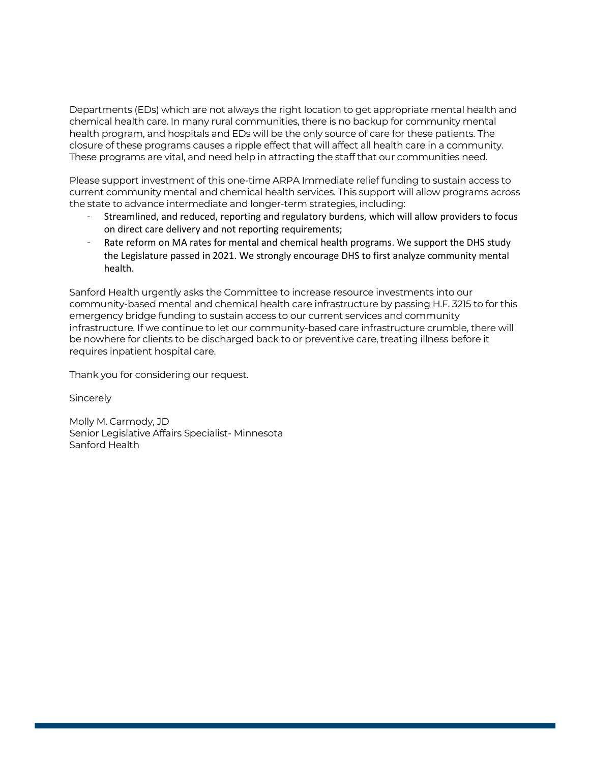Departments (EDs) which are not always the right location to get appropriate mental health and chemical health care. In many rural communities, there is no backup for community mental health program, and hospitals and EDs will be the only source of care for these patients. The closure of these programs causes a ripple effect that will affect all health care in a community. These programs are vital, and need help in attracting the staff that our communities need.

Please support investment of this one-time ARPA Immediate relief funding to sustain access to current community mental and chemical health services. This support will allow programs across the state to advance intermediate and longer-term strategies, including:

- Streamlined, and reduced, reporting and regulatory burdens, which will allow providers to focus on direct care delivery and not reporting requirements;
- Rate reform on MA rates for mental and chemical health programs. We support the DHS study the Legislature passed in 2021. We strongly encourage DHS to first analyze community mental health.

Sanford Health urgently asks the Committee to increase resource investments into our community-based mental and chemical health care infrastructure by passing H.F. 3215 to for this emergency bridge funding to sustain access to our current services and community infrastructure. If we continue to let our community-based care infrastructure crumble, there will be nowhere for clients to be discharged back to or preventive care, treating illness before it requires inpatient hospital care.

Thank you for considering our request.

Sincerely

Molly M. Carmody, JD
Senior Legislative Affairs Specialist- Minnesota
Sanford Health